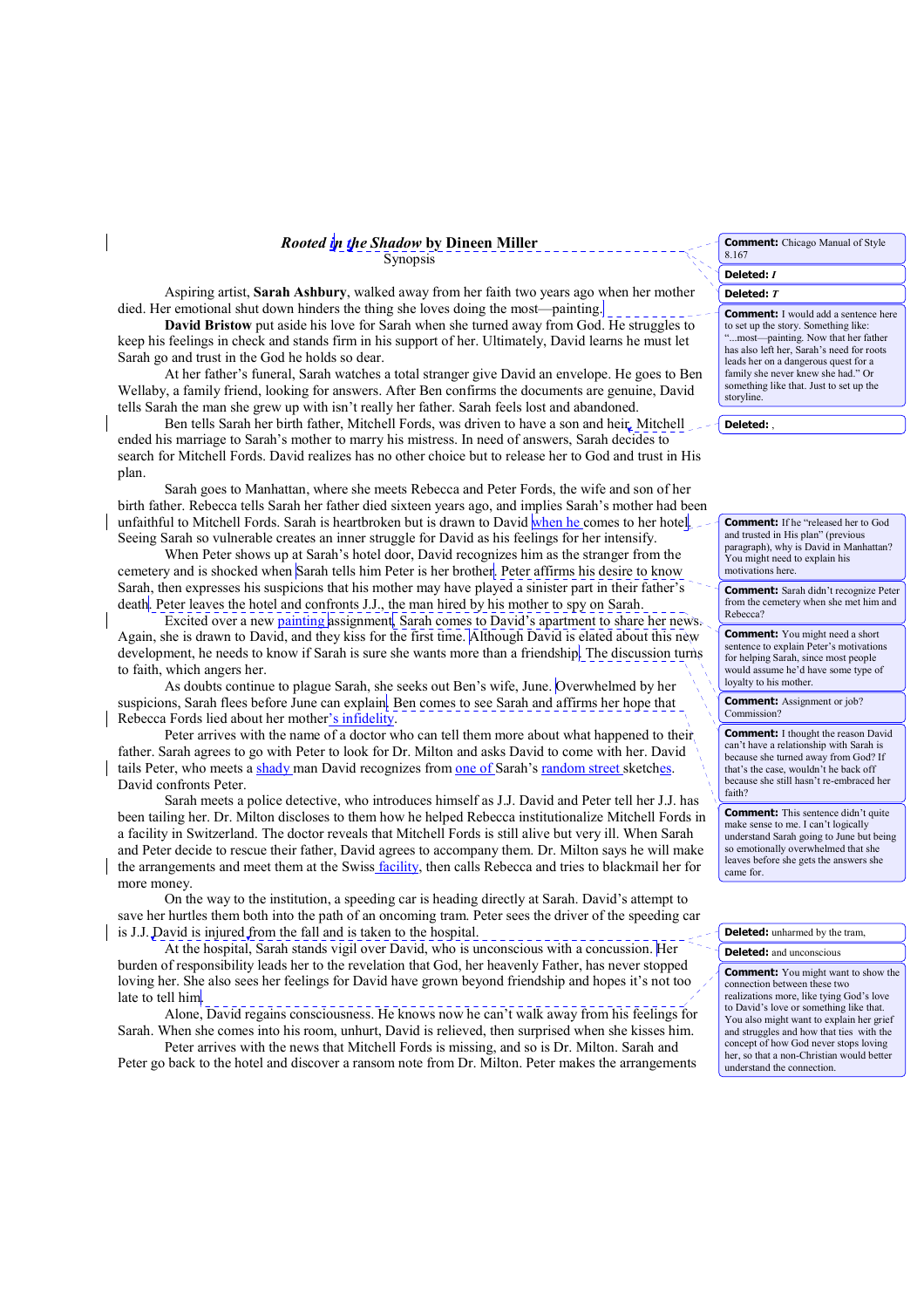***Rooted in the Shadow* by Dineen Miller**

Synopsis

Aspiring artist, **Sarah Ashbury**, walked away from her faith two years ago when her mother died. Her emotional shut down hinders the thing she loves doing the most—painting.

**David Bristow** put aside his love for Sarah when she turned away from God. He struggles to keep his feelings in check and stands firm in his support of her. Ultimately, David learns he must let Sarah go and trust in the God he holds so dear.

At her father's funeral, Sarah watches a total stranger give David an envelope. He goes to Ben Wellaby, a family friend, looking for answers. After Ben confirms the documents are genuine, David tells Sarah the man she grew up with isn't really her father. Sarah feels lost and abandoned.

Ben tells Sarah her birth father, Mitchell Fords, was driven to have a son and heir. Mitchell ended his marriage to Sarah's mother to marry his mistress. In need of answers, Sarah decides to search for Mitchell Fords. David realizes has no other choice but to release her to God and trust in His plan.

Sarah goes to Manhattan, where she meets Rebecca and Peter Fords, the wife and son of her birth father. Rebecca tells Sarah her father died sixteen years ago, and implies Sarah's mother had been unfaithful to Mitchell Fords. Sarah is heartbroken but is drawn to David when he comes to her hotel. Seeing Sarah so vulnerable creates an inner struggle for David as his feelings for her intensify.

When Peter shows up at Sarah's hotel door, David recognizes him as the stranger from the cemetery and is shocked when Sarah tells him Peter is her brother. Peter affirms his desire to know Sarah, then expresses his suspicions that his mother may have played a sinister part in their father's death. Peter leaves the hotel and confronts J.J., the man hired by his mother to spy on Sarah.

Excited over a new painting assignment, Sarah comes to David's apartment to share her news. Again, she is drawn to David, and they kiss for the first time. Although David is elated about this new development, he needs to know if Sarah is sure she wants more than a friendship. The discussion turns to faith, which angers her.

As doubts continue to plague Sarah, she seeks out Ben's wife, June. Overwhelmed by her suspicions, Sarah flees before June can explain. Ben comes to see Sarah and affirms her hope that Rebecca Fords lied about her mother's infidelity.

Peter arrives with the name of a doctor who can tell them more about what happened to their father. Sarah agrees to go with Peter to look for Dr. Milton and asks David to come with her. David tails Peter, who meets a shady man David recognizes from one of Sarah's random street sketches. David confronts Peter.

Sarah meets a police detective, who introduces himself as J.J. David and Peter tell her J.J. has been tailing her. Dr. Milton discloses to them how he helped Rebecca institutionalize Mitchell Fords in a facility in Switzerland. The doctor reveals that Mitchell Fords is still alive but very ill. When Sarah and Peter decide to rescue their father, David agrees to accompany them. Dr. Milton says he will make the arrangements and meet them at the Swiss facility, then calls Rebecca and tries to blackmail her for more money.

On the way to the institution, a speeding car is heading directly at Sarah. David's attempt to save her hurtles them both into the path of an oncoming tram. Peter sees the driver of the speeding car is J.J. David is injured from the fall and is taken to the hospital.

At the hospital, Sarah stands vigil over David, who is unconscious with a concussion. Her burden of responsibility leads her to the revelation that God, her heavenly Father, has never stopped loving her. She also sees her feelings for David have grown beyond friendship and hopes it's not too late to tell him.

Alone, David regains consciousness. He knows now he can't walk away from his feelings for Sarah. When she comes into his room, unhurt, David is relieved, then surprised when she kisses him.

Peter arrives with the news that Mitchell Fords is missing, and so is Dr. Milton. Sarah and Peter go back to the hotel and discover a ransom note from Dr. Milton. Peter makes the arrangements

**Comment:** Chicago Manual of Style 8.167

**Deleted:** *I*

**Deleted:** *T*

**Comment:** I would add a sentence here to set up the story. Something like: "...most—painting. Now that her father has also left her, Sarah's need for roots leads her on a dangerous quest for a family she never knew she had." Or something like that. Just to set up the storyline.

**Deleted:** ,

**Comment:** If he "released her to God and trusted in His plan" (previous paragraph), why is David in Manhattan? You might need to explain his motivations here.

**Comment:** Sarah didn't recognize Peter from the cemetery when she met him and Rebecca?

**Comment:** You might need a short sentence to explain Peter's motivations for helping Sarah, since most people would assume he'd have some type of loyalty to his mother.

**Comment:** Assignment or job? Commission?

**Comment:** I thought the reason David can't have a relationship with Sarah is because she turned away from God? If that's the case, wouldn't he back off because she still hasn't re-embraced her faith?

**Comment:** This sentence didn't quite make sense to me. I can't logically understand Sarah going to June but being so emotionally overwhelmed that she leaves before she gets the answers she came for.

**Deleted:** unharmed by the tram,

**Deleted:** and unconscious

**Comment:** You might want to show the connection between these two realizations more, like tying God's love to David's love or something like that. You also might want to explain her grief and struggles and how that ties with the concept of how God never stops loving her, so that a non-Christian would better understand the connection.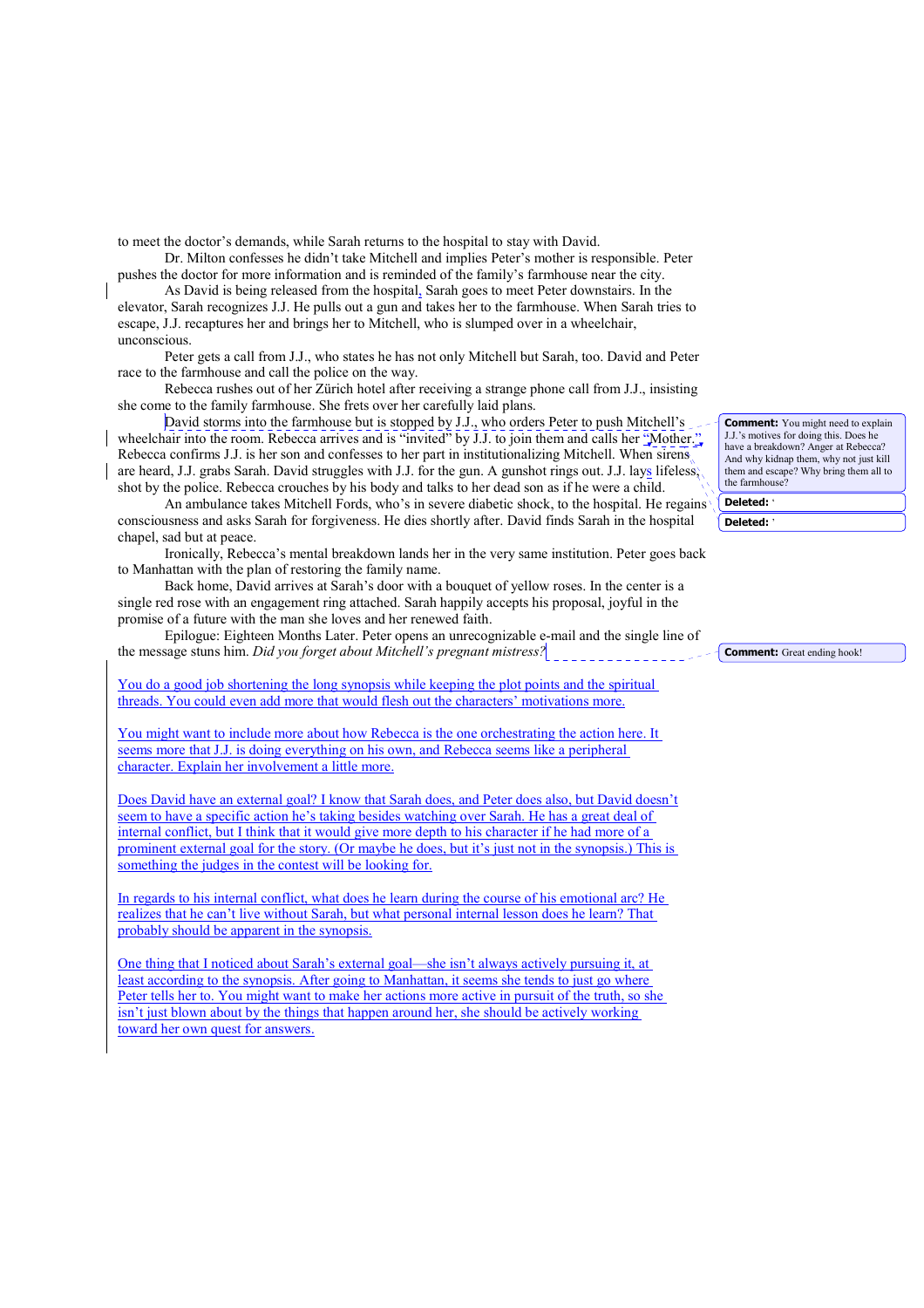to meet the doctor's demands, while Sarah returns to the hospital to stay with David.

Dr. Milton confesses he didn't take Mitchell and implies Peter's mother is responsible. Peter pushes the doctor for more information and is reminded of the family's farmhouse near the city.

As David is being released from the hospital, Sarah goes to meet Peter downstairs. In the elevator, Sarah recognizes J.J. He pulls out a gun and takes her to the farmhouse. When Sarah tries to escape, J.J. recaptures her and brings her to Mitchell, who is slumped over in a wheelchair, unconscious.

Peter gets a call from J.J., who states he has not only Mitchell but Sarah, too. David and Peter race to the farmhouse and call the police on the way.

Rebecca rushes out of her Zürich hotel after receiving a strange phone call from J.J., insisting she come to the family farmhouse. She frets over her carefully laid plans.

David storms into the farmhouse but is stopped by J.J., who orders Peter to push Mitchell's wheelchair into the room. Rebecca arrives and is "invited" by J.J. to join them and calls her "Mother." Rebecca confirms J.J. is her son and confesses to her part in institutionalizing Mitchell. When sirens are heard, J.J. grabs Sarah. David struggles with J.J. for the gun. A gunshot rings out. J.J. lays lifeless, shot by the police. Rebecca crouches by his body and talks to her dead son as if he were a child.

> **Comment:** You might need to explain J.J.'s motives for doing this. Does he have a breakdown? Anger at Rebecca? And why kidnap them, why not just kill them and escape? Why bring them all to the farmhouse?
>
> **Deleted:** '
>
> **Deleted:** '

An ambulance takes Mitchell Fords, who's in severe diabetic shock, to the hospital. He regains consciousness and asks Sarah for forgiveness. He dies shortly after. David finds Sarah in the hospital chapel, sad but at peace.

Ironically, Rebecca's mental breakdown lands her in the very same institution. Peter goes back to Manhattan with the plan of restoring the family name.

Back home, David arrives at Sarah's door with a bouquet of yellow roses. In the center is a single red rose with an engagement ring attached. Sarah happily accepts his proposal, joyful in the promise of a future with the man she loves and her renewed faith.

Epilogue: Eighteen Months Later. Peter opens an unrecognizable e-mail and the single line of the message stuns him. *Did you forget about Mitchell's pregnant mistress?*

> **Comment:** Great ending hook!

You do a good job shortening the long synopsis while keeping the plot points and the spiritual threads. You could even add more that would flesh out the characters' motivations more.

You might want to include more about how Rebecca is the one orchestrating the action here. It seems more that J.J. is doing everything on his own, and Rebecca seems like a peripheral character. Explain her involvement a little more.

Does David have an external goal? I know that Sarah does, and Peter does also, but David doesn't seem to have a specific action he's taking besides watching over Sarah. He has a great deal of internal conflict, but I think that it would give more depth to his character if he had more of a prominent external goal for the story. (Or maybe he does, but it's just not in the synopsis.) This is something the judges in the contest will be looking for.

In regards to his internal conflict, what does he learn during the course of his emotional arc? He realizes that he can't live without Sarah, but what personal internal lesson does he learn? That probably should be apparent in the synopsis.

One thing that I noticed about Sarah's external goal—she isn't always actively pursuing it, at least according to the synopsis. After going to Manhattan, it seems she tends to just go where Peter tells her to. You might want to make her actions more active in pursuit of the truth, so she isn't just blown about by the things that happen around her, she should be actively working toward her own quest for answers.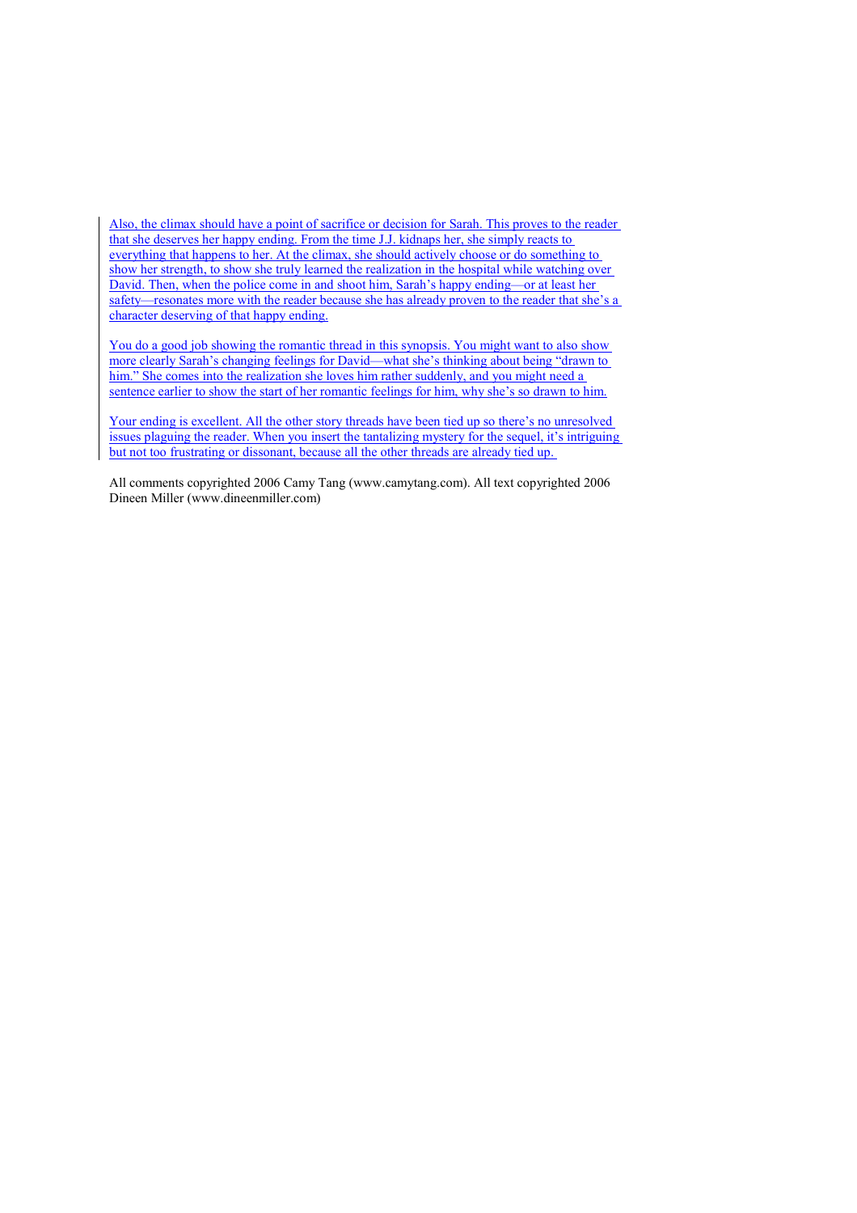Also, the climax should have a point of sacrifice or decision for Sarah. This proves to the reader that she deserves her happy ending. From the time J.J. kidnaps her, she simply reacts to everything that happens to her. At the climax, she should actively choose or do something to show her strength, to show she truly learned the realization in the hospital while watching over David. Then, when the police come in and shoot him, Sarah's happy ending—or at least her safety—resonates more with the reader because she has already proven to the reader that she's a character deserving of that happy ending.

You do a good job showing the romantic thread in this synopsis. You might want to also show more clearly Sarah's changing feelings for David—what she's thinking about being "drawn to him." She comes into the realization she loves him rather suddenly, and you might need a sentence earlier to show the start of her romantic feelings for him, why she's so drawn to him.

Your ending is excellent. All the other story threads have been tied up so there's no unresolved issues plaguing the reader. When you insert the tantalizing mystery for the sequel, it's intriguing but not too frustrating or dissonant, because all the other threads are already tied up.

All comments copyrighted 2006 Camy Tang (www.camytang.com). All text copyrighted 2006 Dineen Miller (www.dineenmiller.com)